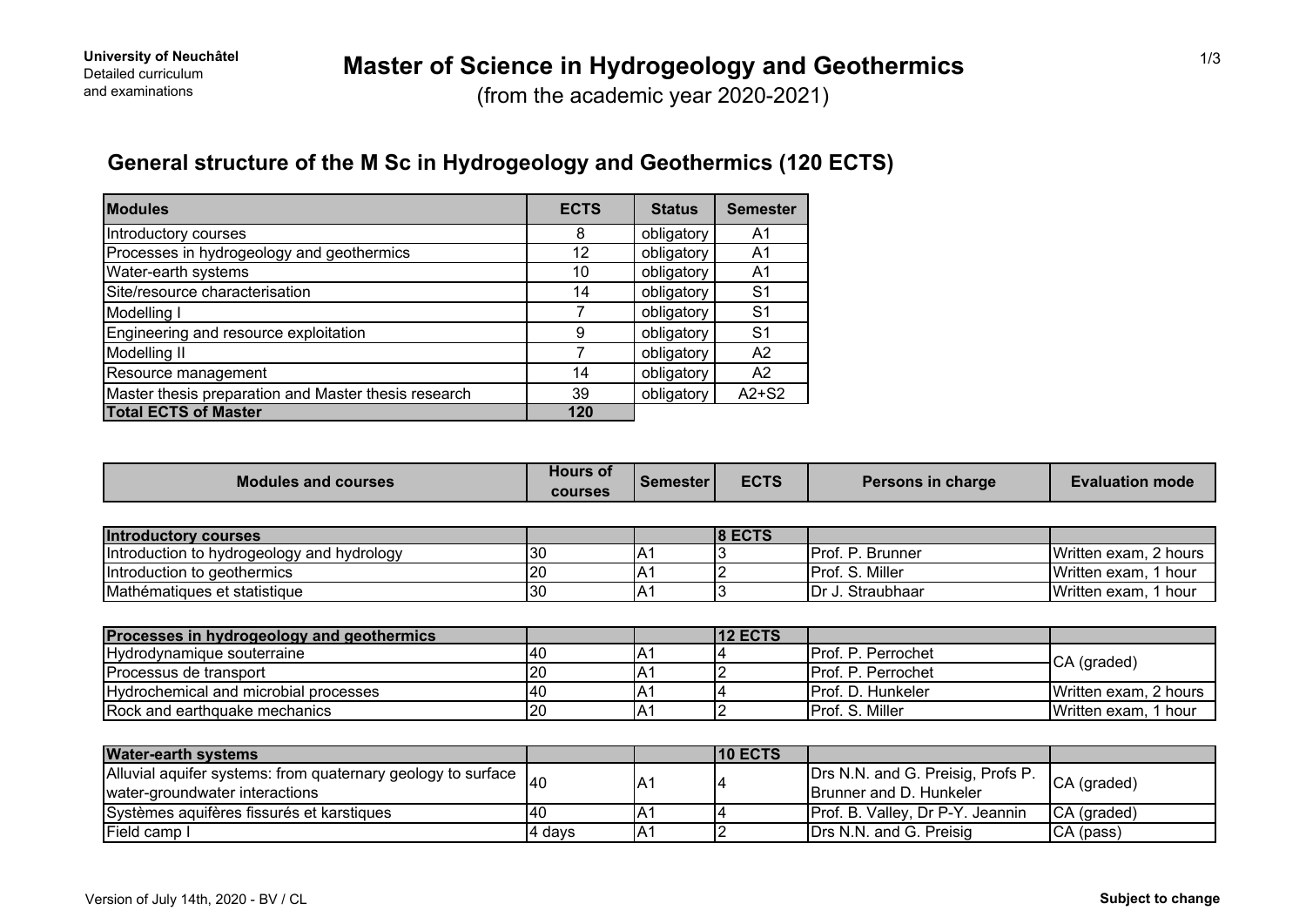**University of Neuchâtel**
Detailed curriculum
and examinations

# Master of Science in Hydrogeology and Geothermics

(from the academic year 2020-2021)

## General structure of the M Sc in Hydrogeology and Geothermics (120 ECTS)

| Modules | ECTS | Status | Semester |
|---|---|---|---|
| Introductory courses | 8 | obligatory | A1 |
| Processes in hydrogeology and geothermics | 12 | obligatory | A1 |
| Water-earth systems | 10 | obligatory | A1 |
| Site/resource characterisation | 14 | obligatory | S1 |
| Modelling I | 7 | obligatory | S1 |
| Engineering and resource exploitation | 9 | obligatory | S1 |
| Modelling II | 7 | obligatory | A2 |
| Resource management | 14 | obligatory | A2 |
| Master thesis preparation and Master thesis research | 39 | obligatory | A2+S2 |
| **Total ECTS of Master** | **120** | | |

| Modules and courses | Hours of courses | Semester | ECTS | Persons in charge | Evaluation mode |
|---|---|---|---|---|---|
| **Introductory courses** | | | **8 ECTS** | | |
| Introduction to hydrogeology and hydrology | 30 | A1 | 3 | Prof. P. Brunner | Written exam, 2 hours |
| Introduction to geothermics | 20 | A1 | 2 | Prof. S. Miller | Written exam, 1 hour |
| Mathématiques et statistique | 30 | A1 | 3 | Dr J. Straubhaar | Written exam, 1 hour |
| **Processes in hydrogeology and geothermics** | | | **12 ECTS** | | |
| Hydrodynamique souterraine | 40 | A1 | 4 | Prof. P. Perrochet | CA (graded) |
| Processus de transport | 20 | A1 | 2 | Prof. P. Perrochet | |
| Hydrochemical and microbial processes | 40 | A1 | 4 | Prof. D. Hunkeler | Written exam, 2 hours |
| Rock and earthquake mechanics | 20 | A1 | 2 | Prof. S. Miller | Written exam, 1 hour |
| **Water-earth systems** | | | **10 ECTS** | | |
| Alluvial aquifer systems: from quaternary geology to surface water-groundwater interactions | 40 | A1 | 4 | Drs N.N. and G. Preisig, Profs P. Brunner and D. Hunkeler | CA (graded) |
| Systèmes aquifères fissurés et karstiques | 40 | A1 | 4 | Prof. B. Valley, Dr P-Y. Jeannin | CA (graded) |
| Field camp I | 4 days | A1 | 2 | Drs N.N. and G. Preisig | CA (pass) |

Version of July 14th, 2020 - BV / CL

**Subject to change**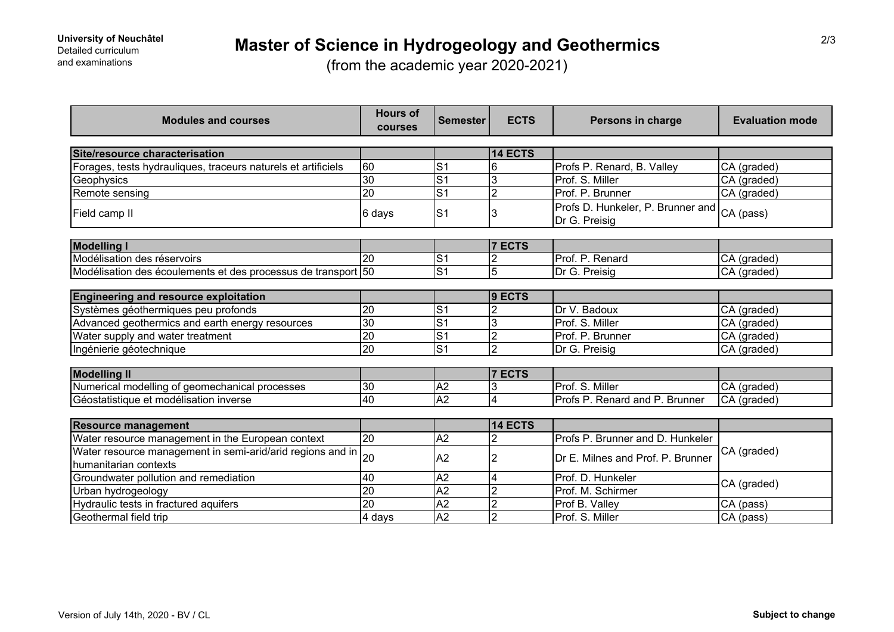**University of Neuchâtel**
Detailed curriculum
and examinations

# Master of Science in Hydrogeology and Geothermics

(from the academic year 2020-2021)

| Modules and courses | Hours of courses | Semester | ECTS | Persons in charge | Evaluation mode |
|---|---|---|---|---|---|
| **Site/resource characterisation** | | | **14 ECTS** | | |
| Forages, tests hydrauliques, traceurs naturels et artificiels | 60 | S1 | 6 | Profs P. Renard, B. Valley | CA (graded) |
| Geophysics | 30 | S1 | 3 | Prof. S. Miller | CA (graded) |
| Remote sensing | 20 | S1 | 2 | Prof. P. Brunner | CA (graded) |
| Field camp II | 6 days | S1 | 3 | Profs D. Hunkeler, P. Brunner and Dr G. Preisig | CA (pass) |
| **Modelling I** | | | **7 ECTS** | | |
| Modélisation des réservoirs | 20 | S1 | 2 | Prof. P. Renard | CA (graded) |
| Modélisation des écoulements et des processus de transport | 50 | S1 | 5 | Dr G. Preisig | CA (graded) |
| **Engineering and resource exploitation** | | | **9 ECTS** | | |
| Systèmes géothermiques peu profonds | 20 | S1 | 2 | Dr V. Badoux | CA (graded) |
| Advanced geothermics and earth energy resources | 30 | S1 | 3 | Prof. S. Miller | CA (graded) |
| Water supply and water treatment | 20 | S1 | 2 | Prof. P. Brunner | CA (graded) |
| Ingénierie géotechnique | 20 | S1 | 2 | Dr G. Preisig | CA (graded) |
| **Modelling II** | | | **7 ECTS** | | |
| Numerical modelling of geomechanical processes | 30 | A2 | 3 | Prof. S. Miller | CA (graded) |
| Géostatistique et modélisation inverse | 40 | A2 | 4 | Profs P. Renard and P. Brunner | CA (graded) |
| **Resource management** | | | **14 ECTS** | | |
| Water resource management in the European context | 20 | A2 | 2 | Profs P. Brunner and D. Hunkeler | CA (graded) |
| Water resource management in semi-arid/arid regions and in humanitarian contexts | 20 | A2 | 2 | Dr E. Milnes and Prof. P. Brunner | |
| Groundwater pollution and remediation | 40 | A2 | 4 | Prof. D. Hunkeler | CA (graded) |
| Urban hydrogeology | 20 | A2 | 2 | Prof. M. Schirmer | |
| Hydraulic tests in fractured aquifers | 20 | A2 | 2 | Prof B. Valley | CA (pass) |
| Geothermal field trip | 4 days | A2 | 2 | Prof. S. Miller | CA (pass) |

Version of July 14th, 2020 - BV / CL

**Subject to change**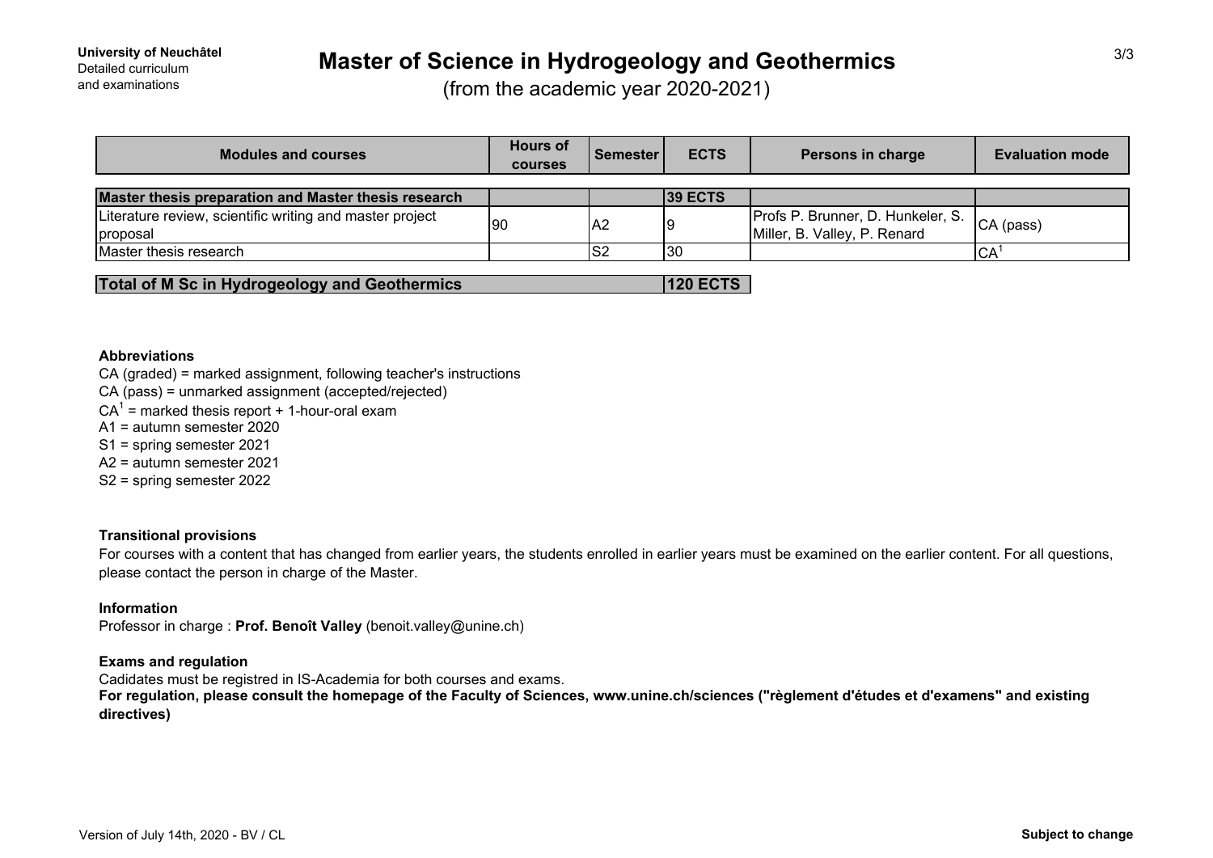University of Neuchâtel
Detailed curriculum
and examinations

# Master of Science in Hydrogeology and Geothermics

(from the academic year 2020-2021)

| Modules and courses | Hours of courses | Semester | ECTS | Persons in charge | Evaluation mode |
|---|---|---|---|---|---|
| **Master thesis preparation and Master thesis research** | | | **39 ECTS** | | |
| Literature review, scientific writing and master project proposal | 90 | A2 | 9 | Profs P. Brunner, D. Hunkeler, S. Miller, B. Valley, P. Renard | CA (pass) |
| Master thesis research | | S2 | 30 | | CA[1] |
| **Total of M Sc in Hydrogeology and Geothermics** | | | **120 ECTS** | | |

**Abbreviations**

CA (graded) = marked assignment, following teacher's instructions
CA (pass) = unmarked assignment (accepted/rejected)
CA[1] = marked thesis report + 1-hour-oral exam
A1 = autumn semester 2020
S1 = spring semester 2021
A2 = autumn semester 2021
S2 = spring semester 2022

**Transitional provisions**

For courses with a content that has changed from earlier years, the students enrolled in earlier years must be examined on the earlier content. For all questions, please contact the person in charge of the Master.

**Information**

Professor in charge : **Prof. Benoît Valley** (benoit.valley@unine.ch)

**Exams and regulation**

Cadidates must be registred in IS-Academia for both courses and exams.
**For regulation, please consult the homepage of the Faculty of Sciences, www.unine.ch/sciences ("règlement d'études et d'examens" and existing directives)**

Version of July 14th, 2020 - BV / CL

**Subject to change**